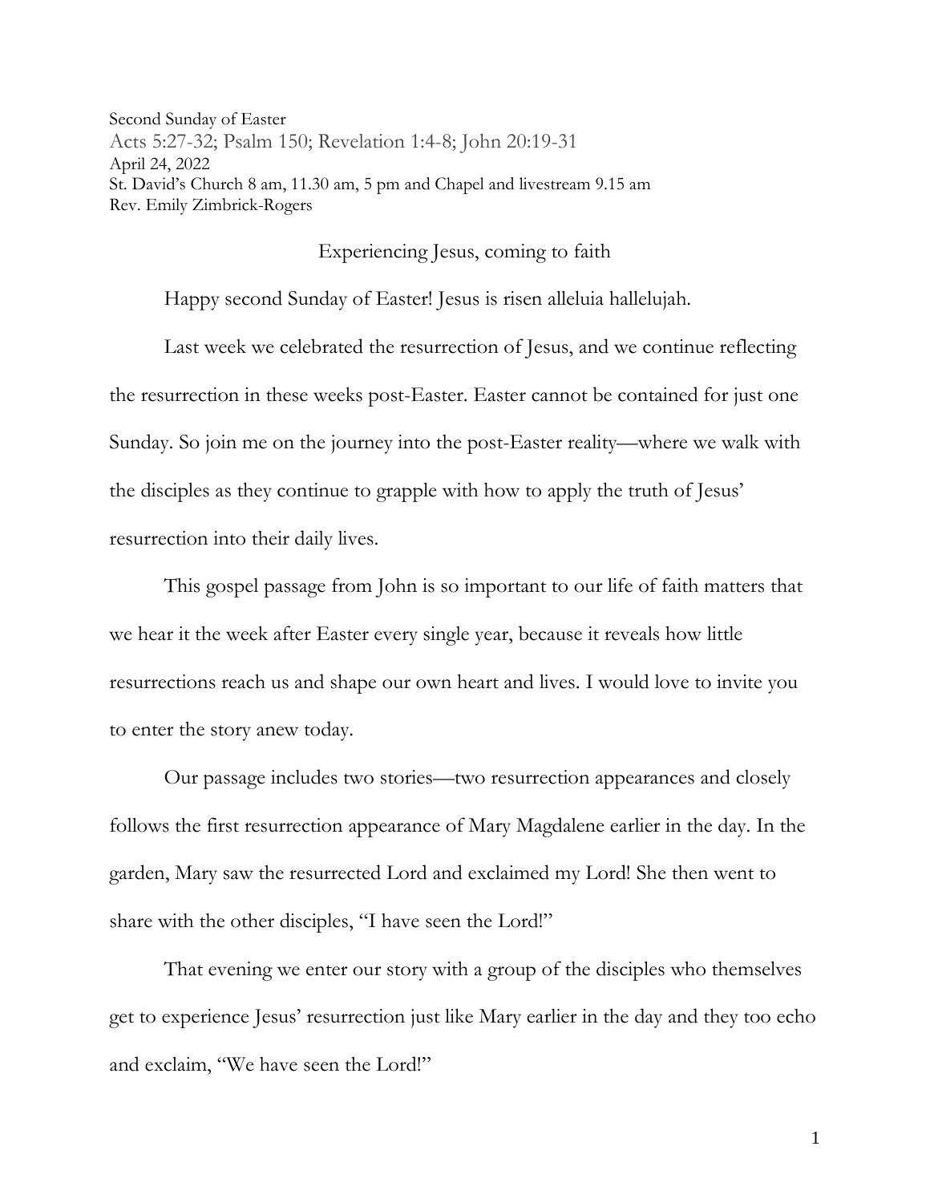Second Sunday of Easter
Acts 5:27-32; Psalm 150; Revelation 1:4-8; John 20:19-31
April 24, 2022
St. David's Church 8 am, 11.30 am, 5 pm and Chapel and livestream 9.15 am
Rev. Emily Zimbrick-Rogers

## Experiencing Jesus, coming to faith

Happy second Sunday of Easter! Jesus is risen alleluia hallelujah.

Last week we celebrated the resurrection of Jesus, and we continue reflecting the resurrection in these weeks post-Easter. Easter cannot be contained for just one Sunday. So join me on the journey into the post-Easter reality—where we walk with the disciples as they continue to grapple with how to apply the truth of Jesus' resurrection into their daily lives.

This gospel passage from John is so important to our life of faith matters that we hear it the week after Easter every single year, because it reveals how little resurrections reach us and shape our own heart and lives. I would love to invite you to enter the story anew today.

Our passage includes two stories—two resurrection appearances and closely follows the first resurrection appearance of Mary Magdalene earlier in the day. In the garden, Mary saw the resurrected Lord and exclaimed my Lord! She then went to share with the other disciples, "I have seen the Lord!"

That evening we enter our story with a group of the disciples who themselves get to experience Jesus' resurrection just like Mary earlier in the day and they too echo and exclaim, "We have seen the Lord!"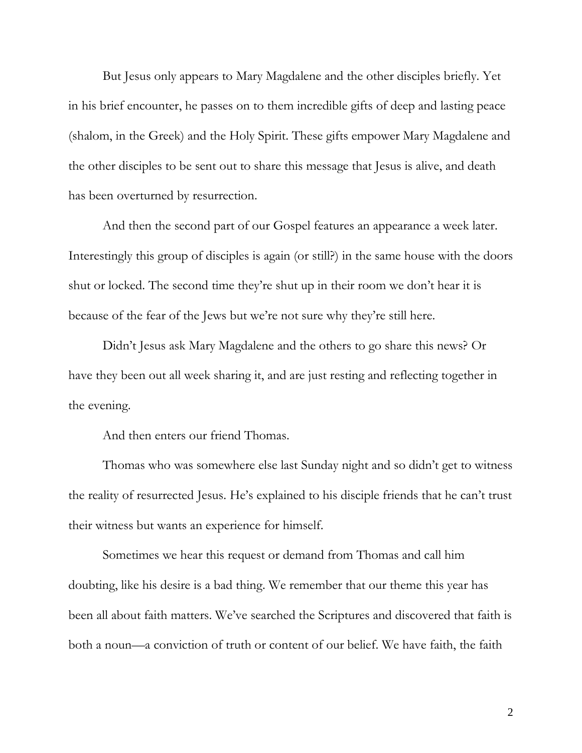But Jesus only appears to Mary Magdalene and the other disciples briefly. Yet in his brief encounter, he passes on to them incredible gifts of deep and lasting peace (shalom, in the Greek) and the Holy Spirit. These gifts empower Mary Magdalene and the other disciples to be sent out to share this message that Jesus is alive, and death has been overturned by resurrection.

And then the second part of our Gospel features an appearance a week later. Interestingly this group of disciples is again (or still?) in the same house with the doors shut or locked. The second time they're shut up in their room we don't hear it is because of the fear of the Jews but we're not sure why they're still here.

Didn't Jesus ask Mary Magdalene and the others to go share this news? Or have they been out all week sharing it, and are just resting and reflecting together in the evening.

And then enters our friend Thomas.

Thomas who was somewhere else last Sunday night and so didn't get to witness the reality of resurrected Jesus. He's explained to his disciple friends that he can't trust their witness but wants an experience for himself.

Sometimes we hear this request or demand from Thomas and call him doubting, like his desire is a bad thing. We remember that our theme this year has been all about faith matters. We've searched the Scriptures and discovered that faith is both a noun—a conviction of truth or content of our belief. We have faith, the faith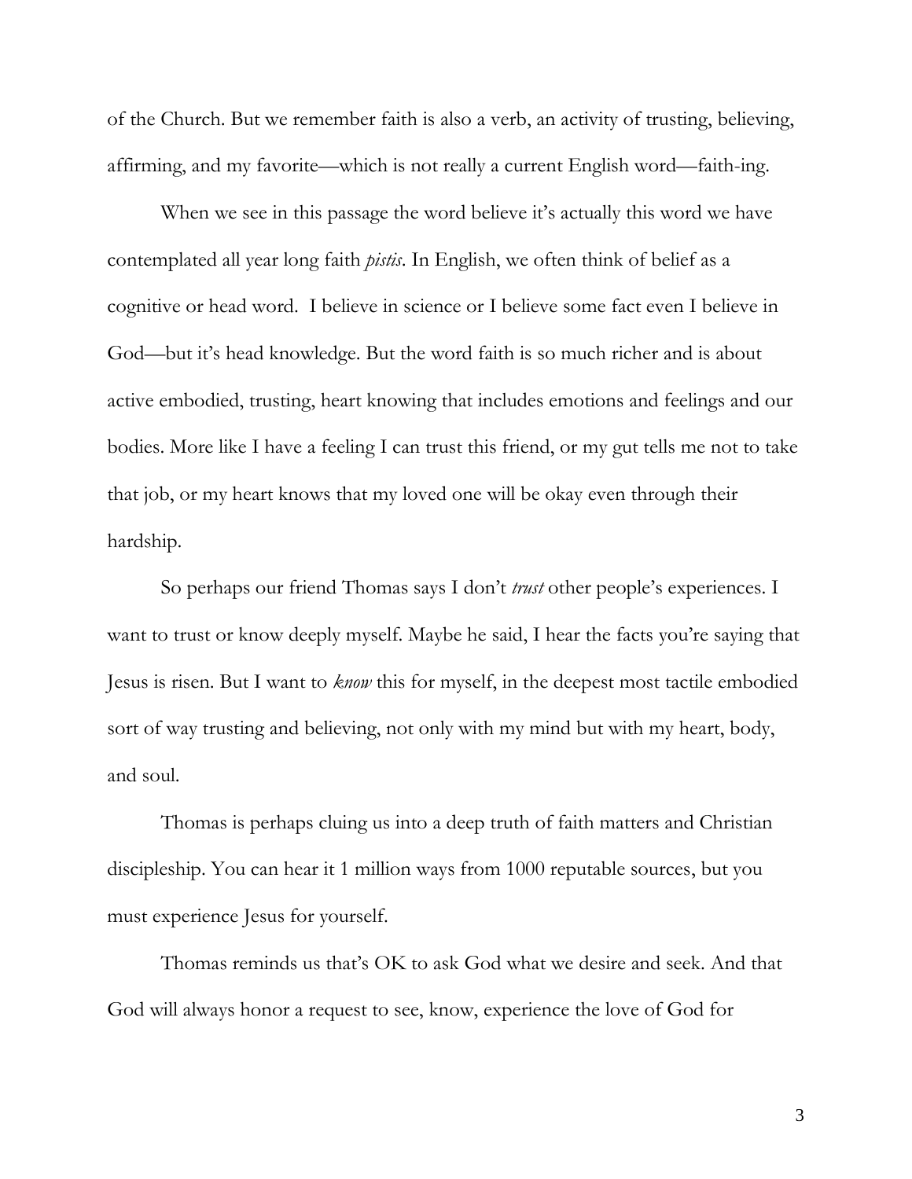of the Church. But we remember faith is also a verb, an activity of trusting, believing, affirming, and my favorite—which is not really a current English word—faith-ing.

When we see in this passage the word believe it's actually this word we have contemplated all year long faith *pistis*. In English, we often think of belief as a cognitive or head word. I believe in science or I believe some fact even I believe in God—but it's head knowledge. But the word faith is so much richer and is about active embodied, trusting, heart knowing that includes emotions and feelings and our bodies. More like I have a feeling I can trust this friend, or my gut tells me not to take that job, or my heart knows that my loved one will be okay even through their hardship.

So perhaps our friend Thomas says I don't *trust* other people's experiences. I want to trust or know deeply myself. Maybe he said, I hear the facts you're saying that Jesus is risen. But I want to *know* this for myself, in the deepest most tactile embodied sort of way trusting and believing, not only with my mind but with my heart, body, and soul.

Thomas is perhaps cluing us into a deep truth of faith matters and Christian discipleship. You can hear it 1 million ways from 1000 reputable sources, but you must experience Jesus for yourself.

Thomas reminds us that's OK to ask God what we desire and seek. And that God will always honor a request to see, know, experience the love of God for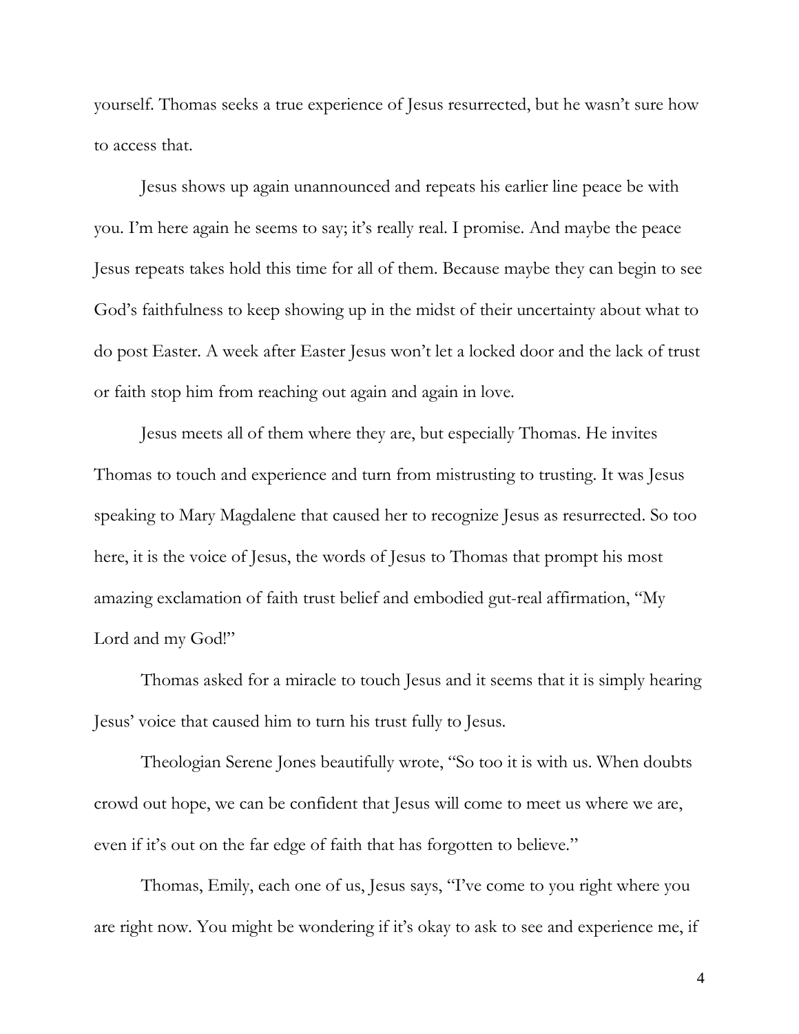yourself. Thomas seeks a true experience of Jesus resurrected, but he wasn't sure how to access that.

Jesus shows up again unannounced and repeats his earlier line peace be with you. I'm here again he seems to say; it's really real. I promise. And maybe the peace Jesus repeats takes hold this time for all of them. Because maybe they can begin to see God's faithfulness to keep showing up in the midst of their uncertainty about what to do post Easter. A week after Easter Jesus won't let a locked door and the lack of trust or faith stop him from reaching out again and again in love.

Jesus meets all of them where they are, but especially Thomas. He invites Thomas to touch and experience and turn from mistrusting to trusting. It was Jesus speaking to Mary Magdalene that caused her to recognize Jesus as resurrected. So too here, it is the voice of Jesus, the words of Jesus to Thomas that prompt his most amazing exclamation of faith trust belief and embodied gut-real affirmation, "My Lord and my God!"

Thomas asked for a miracle to touch Jesus and it seems that it is simply hearing Jesus' voice that caused him to turn his trust fully to Jesus.

Theologian Serene Jones beautifully wrote, "So too it is with us. When doubts crowd out hope, we can be confident that Jesus will come to meet us where we are, even if it's out on the far edge of faith that has forgotten to believe."

Thomas, Emily, each one of us, Jesus says, "I've come to you right where you are right now. You might be wondering if it's okay to ask to see and experience me, if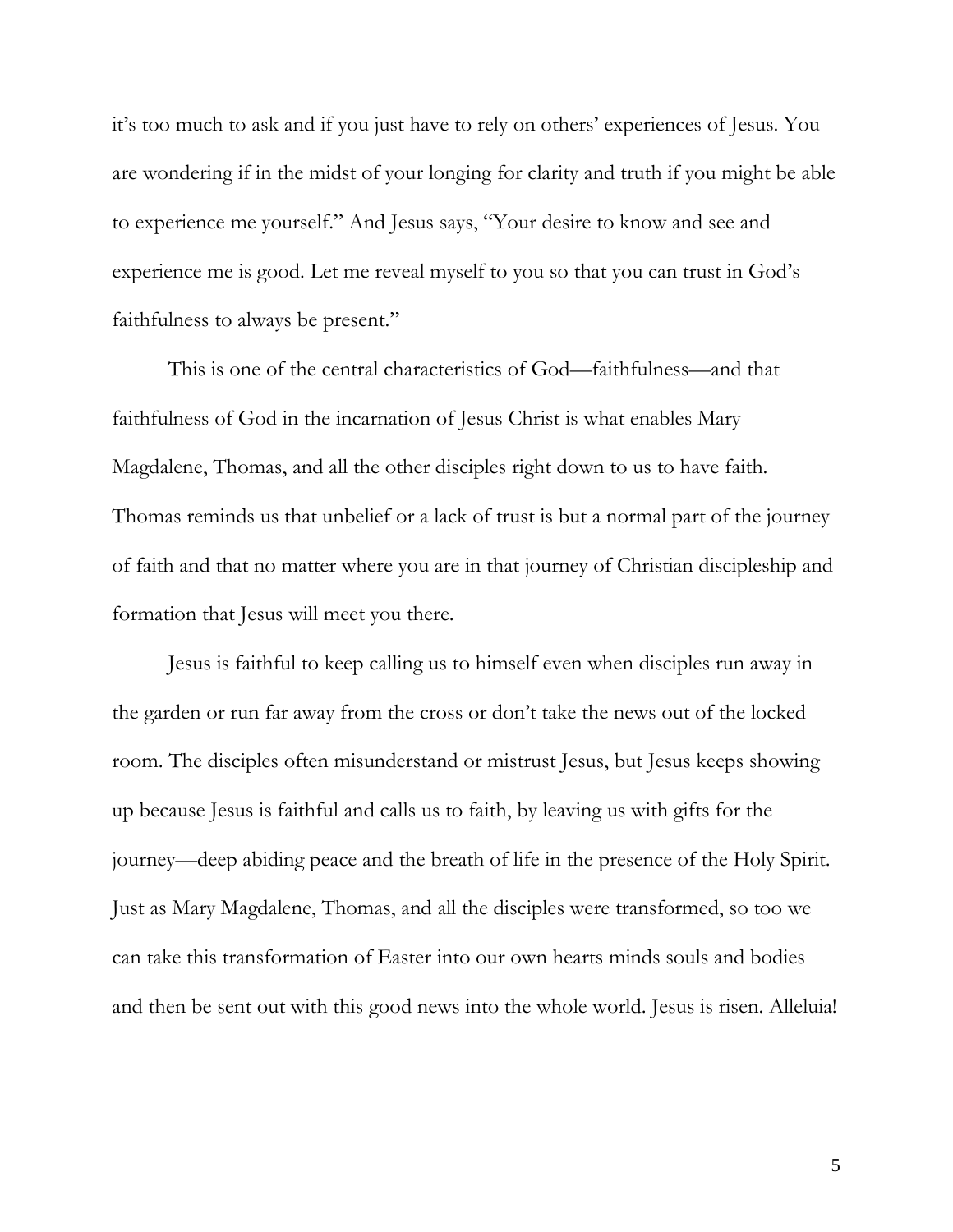it's too much to ask and if you just have to rely on others' experiences of Jesus. You are wondering if in the midst of your longing for clarity and truth if you might be able to experience me yourself." And Jesus says, "Your desire to know and see and experience me is good. Let me reveal myself to you so that you can trust in God's faithfulness to always be present."

This is one of the central characteristics of God—faithfulness—and that faithfulness of God in the incarnation of Jesus Christ is what enables Mary Magdalene, Thomas, and all the other disciples right down to us to have faith. Thomas reminds us that unbelief or a lack of trust is but a normal part of the journey of faith and that no matter where you are in that journey of Christian discipleship and formation that Jesus will meet you there.

Jesus is faithful to keep calling us to himself even when disciples run away in the garden or run far away from the cross or don't take the news out of the locked room. The disciples often misunderstand or mistrust Jesus, but Jesus keeps showing up because Jesus is faithful and calls us to faith, by leaving us with gifts for the journey—deep abiding peace and the breath of life in the presence of the Holy Spirit. Just as Mary Magdalene, Thomas, and all the disciples were transformed, so too we can take this transformation of Easter into our own hearts minds souls and bodies and then be sent out with this good news into the whole world. Jesus is risen. Alleluia!